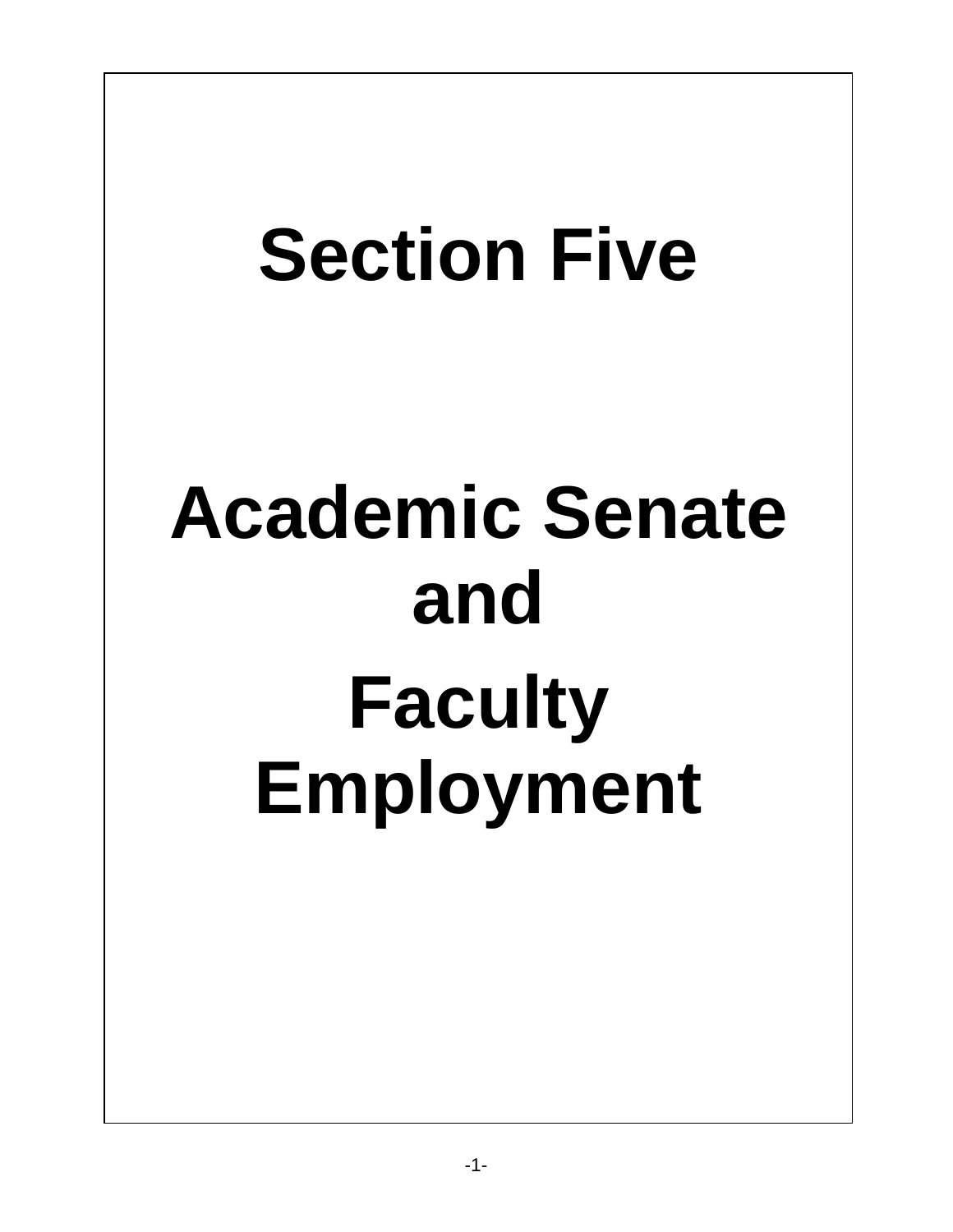# Section Five

# Academic Senate and Faculty Employment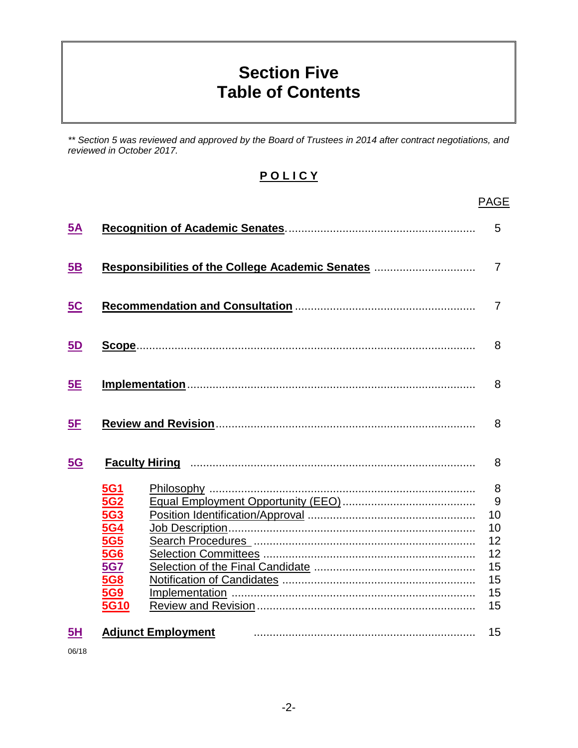# Section Five
# Table of Contents

*** Section 5 was reviewed and approved by the Board of Trustees in 2014 after contract negotiations, and reviewed in October 2017.*

## P O L I C Y

| | | | PAGE |
|---|---|---|---|
| **5A** | **Recognition of Academic Senates** | | 5 |
| **5B** | **Responsibilities of the College Academic Senates** | | 7 |
| **5C** | **Recommendation and Consultation** | | 7 |
| **5D** | **Scope** | | 8 |
| **5E** | **Implementation** | | 8 |
| **5F** | **Review and Revision** | | 8 |
| **5G** | **Faculty Hiring** | | 8 |
| | **5G1** | Philosophy | 8 |
| | **5G2** | Equal Employment Opportunity (EEO) | 9 |
| | **5G3** | Position Identification/Approval | 10 |
| | **5G4** | Job Description | 10 |
| | **5G5** | Search Procedures | 12 |
| | **5G6** | Selection Committees | 12 |
| | **5G7** | Selection of the Final Candidate | 15 |
| | **5G8** | Notification of Candidates | 15 |
| | **5G9** | Implementation | 15 |
| | **5G10** | Review and Revision | 15 |
| **5H** | **Adjunct Employment** | | 15 |

06/18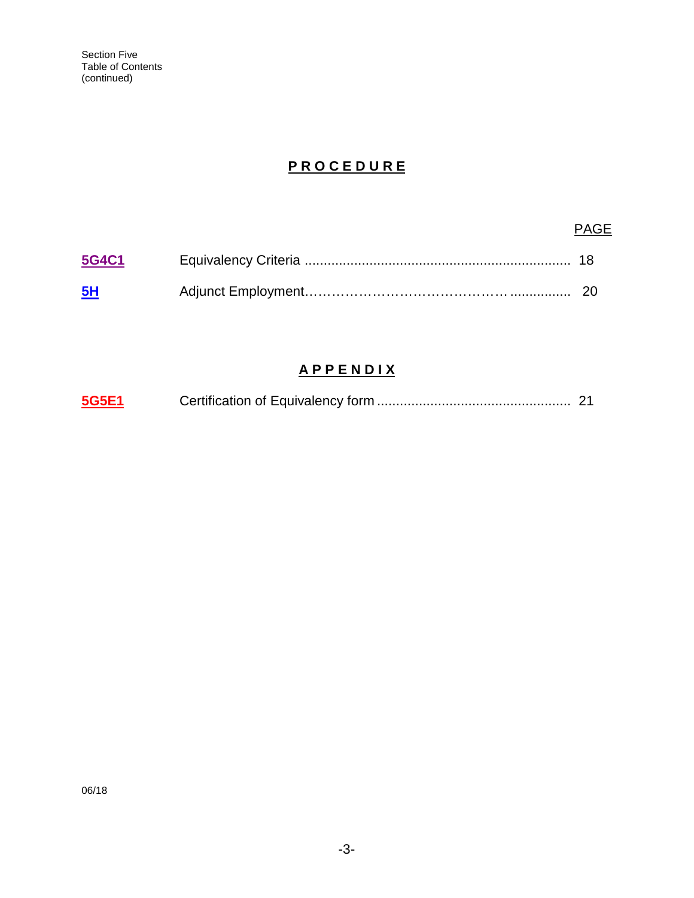Section Five
Table of Contents
(continued)

## PROCEDURE

| | | PAGE |
|---|---|---|
| **5G4C1** | Equivalency Criteria | 18 |
| **5H** | Adjunct Employment | 20 |

## APPENDIX

| | | |
|---|---|---|
| **5G5E1** | Certification of Equivalency form | 21 |

06/18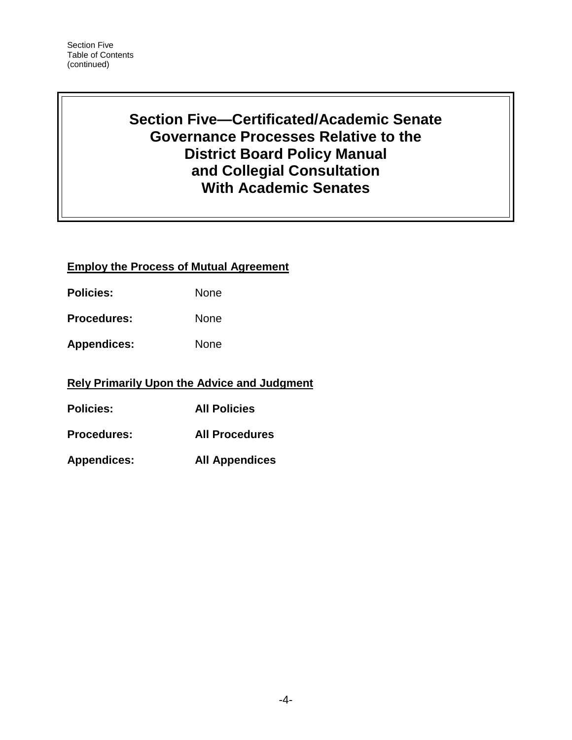Section Five
Table of Contents
(continued)

# Section Five—Certificated/Academic Senate Governance Processes Relative to the District Board Policy Manual and Collegial Consultation With Academic Senates

**Employ the Process of Mutual Agreement**

**Policies:** None

**Procedures:** None

**Appendices:** None

**Rely Primarily Upon the Advice and Judgment**

**Policies:** **All Policies**

**Procedures:** **All Procedures**

**Appendices:** **All Appendices**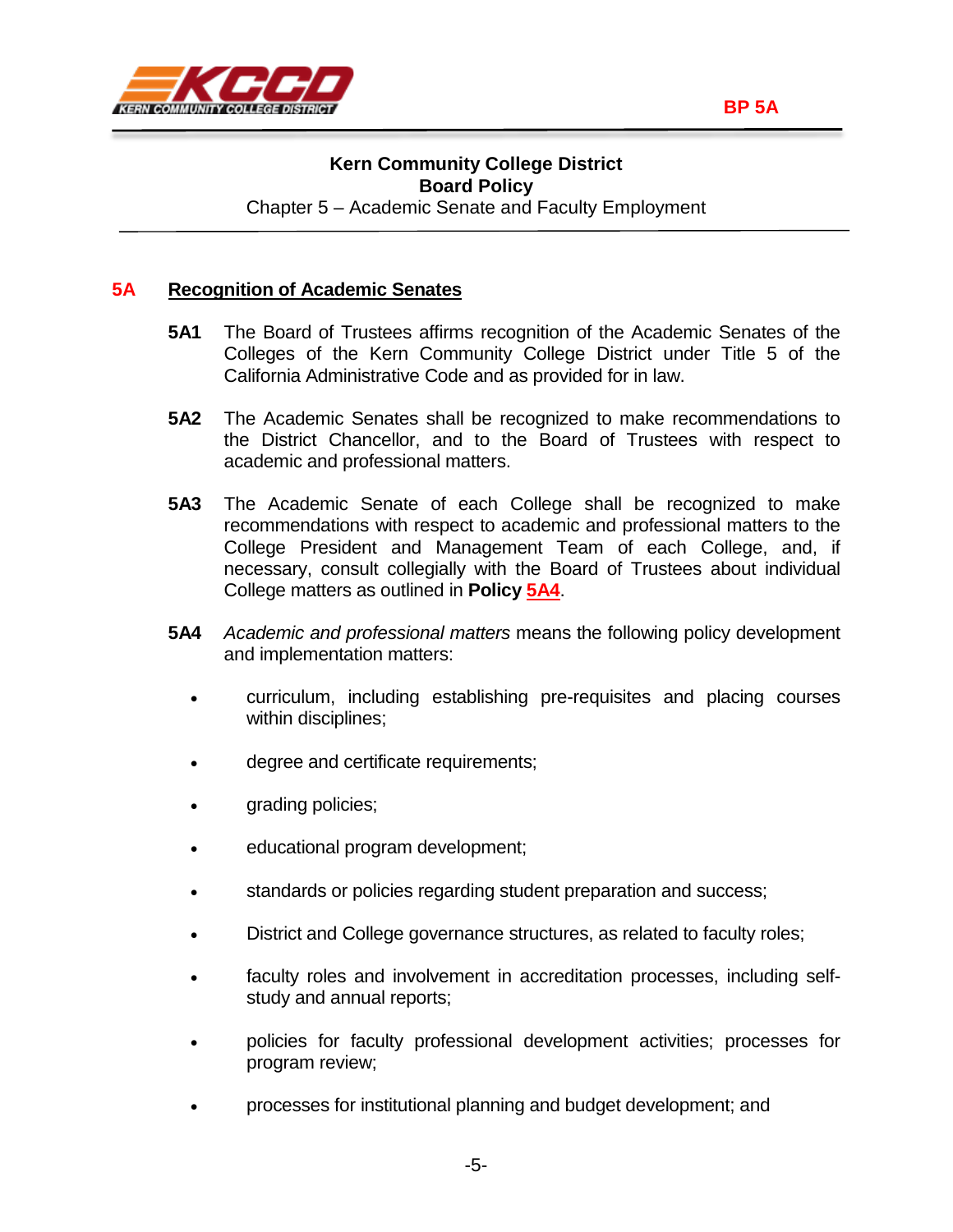**Kern Community College District**
**Board Policy**
Chapter 5 – Academic Senate and Faculty Employment

## 5A Recognition of Academic Senates

**5A1** The Board of Trustees affirms recognition of the Academic Senates of the Colleges of the Kern Community College District under Title 5 of the California Administrative Code and as provided for in law.

**5A2** The Academic Senates shall be recognized to make recommendations to the District Chancellor, and to the Board of Trustees with respect to academic and professional matters.

**5A3** The Academic Senate of each College shall be recognized to make recommendations with respect to academic and professional matters to the College President and Management Team of each College, and, if necessary, consult collegially with the Board of Trustees about individual College matters as outlined in **Policy 5A4**.

**5A4** *Academic and professional matters* means the following policy development and implementation matters:

- curriculum, including establishing pre-requisites and placing courses within disciplines;
- degree and certificate requirements;
- grading policies;
- educational program development;
- standards or policies regarding student preparation and success;
- District and College governance structures, as related to faculty roles;
- faculty roles and involvement in accreditation processes, including self-study and annual reports;
- policies for faculty professional development activities; processes for program review;
- processes for institutional planning and budget development; and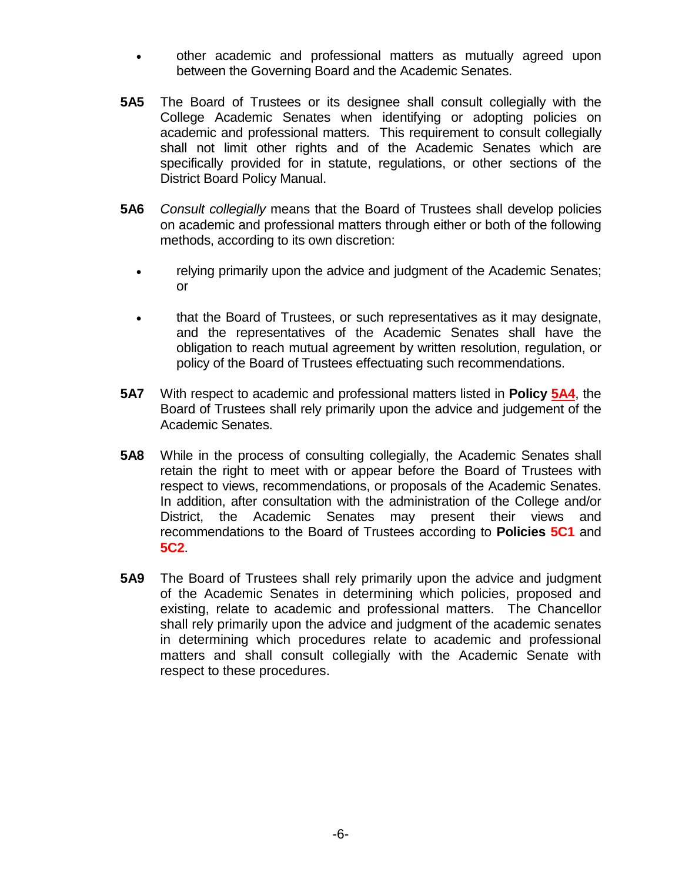- other academic and professional matters as mutually agreed upon between the Governing Board and the Academic Senates.

**5A5** The Board of Trustees or its designee shall consult collegially with the College Academic Senates when identifying or adopting policies on academic and professional matters. This requirement to consult collegially shall not limit other rights and of the Academic Senates which are specifically provided for in statute, regulations, or other sections of the District Board Policy Manual.

**5A6** *Consult collegially* means that the Board of Trustees shall develop policies on academic and professional matters through either or both of the following methods, according to its own discretion:

- relying primarily upon the advice and judgment of the Academic Senates; or

- that the Board of Trustees, or such representatives as it may designate, and the representatives of the Academic Senates shall have the obligation to reach mutual agreement by written resolution, regulation, or policy of the Board of Trustees effectuating such recommendations.

**5A7** With respect to academic and professional matters listed in **Policy 5A4**, the Board of Trustees shall rely primarily upon the advice and judgement of the Academic Senates.

**5A8** While in the process of consulting collegially, the Academic Senates shall retain the right to meet with or appear before the Board of Trustees with respect to views, recommendations, or proposals of the Academic Senates. In addition, after consultation with the administration of the College and/or District, the Academic Senates may present their views and recommendations to the Board of Trustees according to **Policies 5C1** and **5C2**.

**5A9** The Board of Trustees shall rely primarily upon the advice and judgment of the Academic Senates in determining which policies, proposed and existing, relate to academic and professional matters. The Chancellor shall rely primarily upon the advice and judgment of the academic senates in determining which procedures relate to academic and professional matters and shall consult collegially with the Academic Senate with respect to these procedures.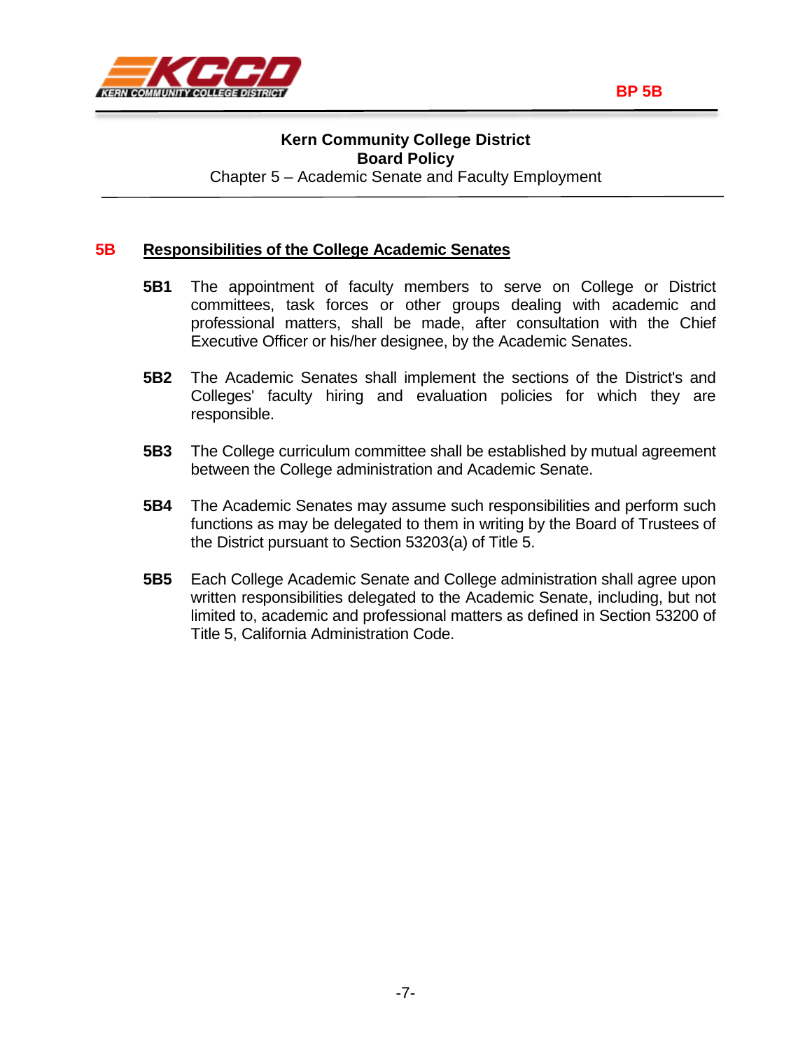## Kern Community College District
## Board Policy
Chapter 5 – Academic Senate and Faculty Employment

### 5B Responsibilities of the College Academic Senates

**5B1** The appointment of faculty members to serve on College or District committees, task forces or other groups dealing with academic and professional matters, shall be made, after consultation with the Chief Executive Officer or his/her designee, by the Academic Senates.

**5B2** The Academic Senates shall implement the sections of the District's and Colleges' faculty hiring and evaluation policies for which they are responsible.

**5B3** The College curriculum committee shall be established by mutual agreement between the College administration and Academic Senate.

**5B4** The Academic Senates may assume such responsibilities and perform such functions as may be delegated to them in writing by the Board of Trustees of the District pursuant to Section 53203(a) of Title 5.

**5B5** Each College Academic Senate and College administration shall agree upon written responsibilities delegated to the Academic Senate, including, but not limited to, academic and professional matters as defined in Section 53200 of Title 5, California Administration Code.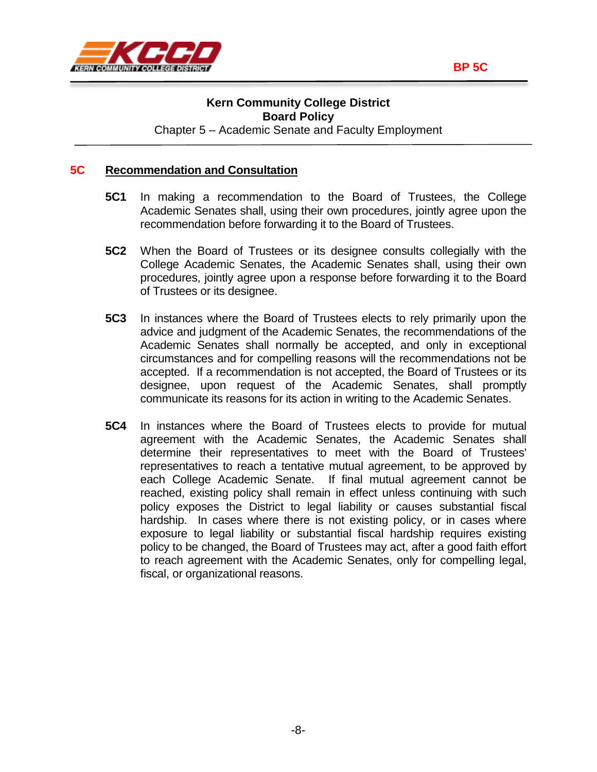# Kern Community College District
## Board Policy
Chapter 5 – Academic Senate and Faculty Employment

## 5C Recommendation and Consultation

**5C1** In making a recommendation to the Board of Trustees, the College Academic Senates shall, using their own procedures, jointly agree upon the recommendation before forwarding it to the Board of Trustees.

**5C2** When the Board of Trustees or its designee consults collegially with the College Academic Senates, the Academic Senates shall, using their own procedures, jointly agree upon a response before forwarding it to the Board of Trustees or its designee.

**5C3** In instances where the Board of Trustees elects to rely primarily upon the advice and judgment of the Academic Senates, the recommendations of the Academic Senates shall normally be accepted, and only in exceptional circumstances and for compelling reasons will the recommendations not be accepted. If a recommendation is not accepted, the Board of Trustees or its designee, upon request of the Academic Senates, shall promptly communicate its reasons for its action in writing to the Academic Senates.

**5C4** In instances where the Board of Trustees elects to provide for mutual agreement with the Academic Senates, the Academic Senates shall determine their representatives to meet with the Board of Trustees' representatives to reach a tentative mutual agreement, to be approved by each College Academic Senate. If final mutual agreement cannot be reached, existing policy shall remain in effect unless continuing with such policy exposes the District to legal liability or causes substantial fiscal hardship. In cases where there is not existing policy, or in cases where exposure to legal liability or substantial fiscal hardship requires existing policy to be changed, the Board of Trustees may act, after a good faith effort to reach agreement with the Academic Senates, only for compelling legal, fiscal, or organizational reasons.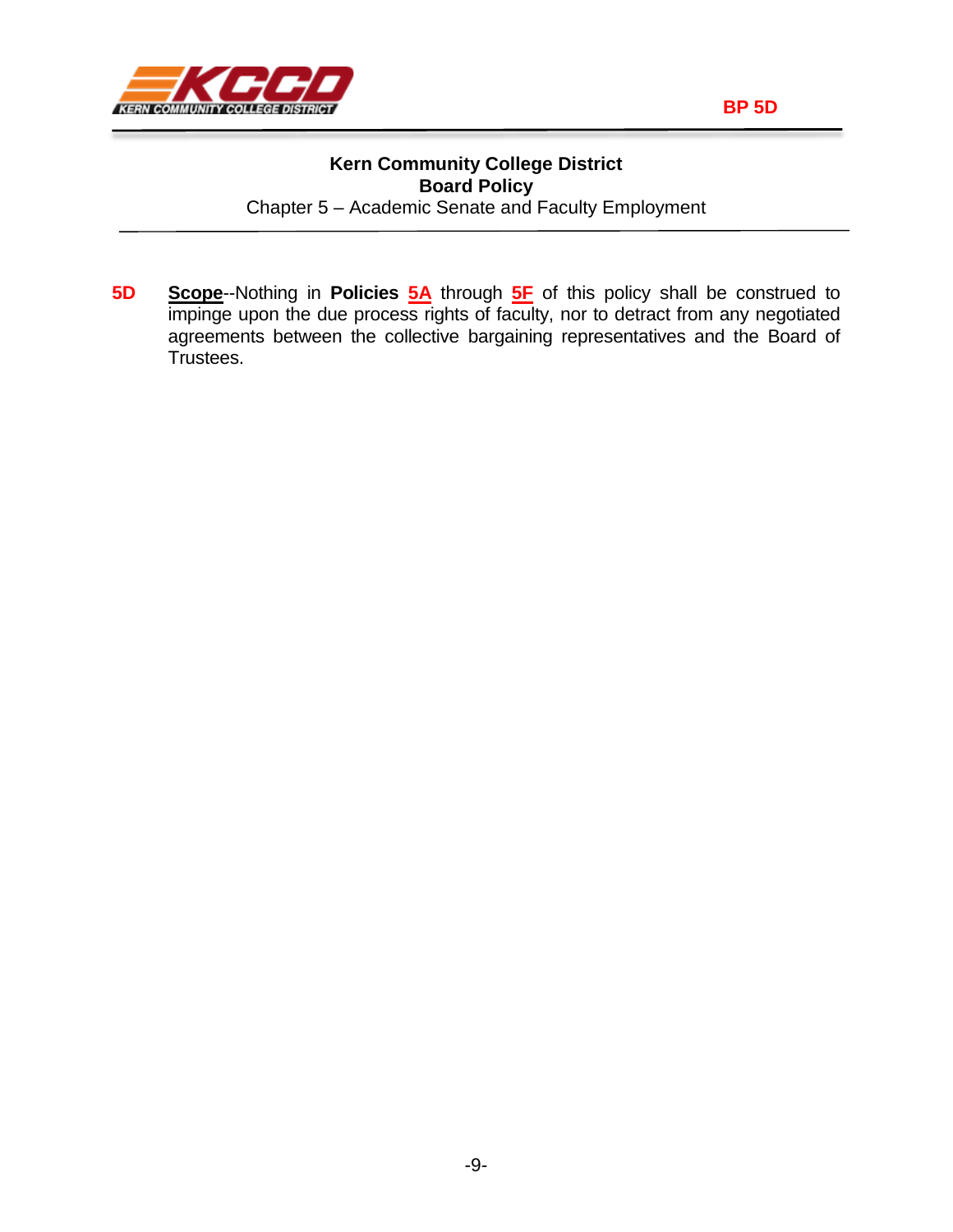**Kern Community College District**
**Board Policy**
Chapter 5 – Academic Senate and Faculty Employment

**5D** **Scope**--Nothing in **Policies 5A** through **5F** of this policy shall be construed to impinge upon the due process rights of faculty, nor to detract from any negotiated agreements between the collective bargaining representatives and the Board of Trustees.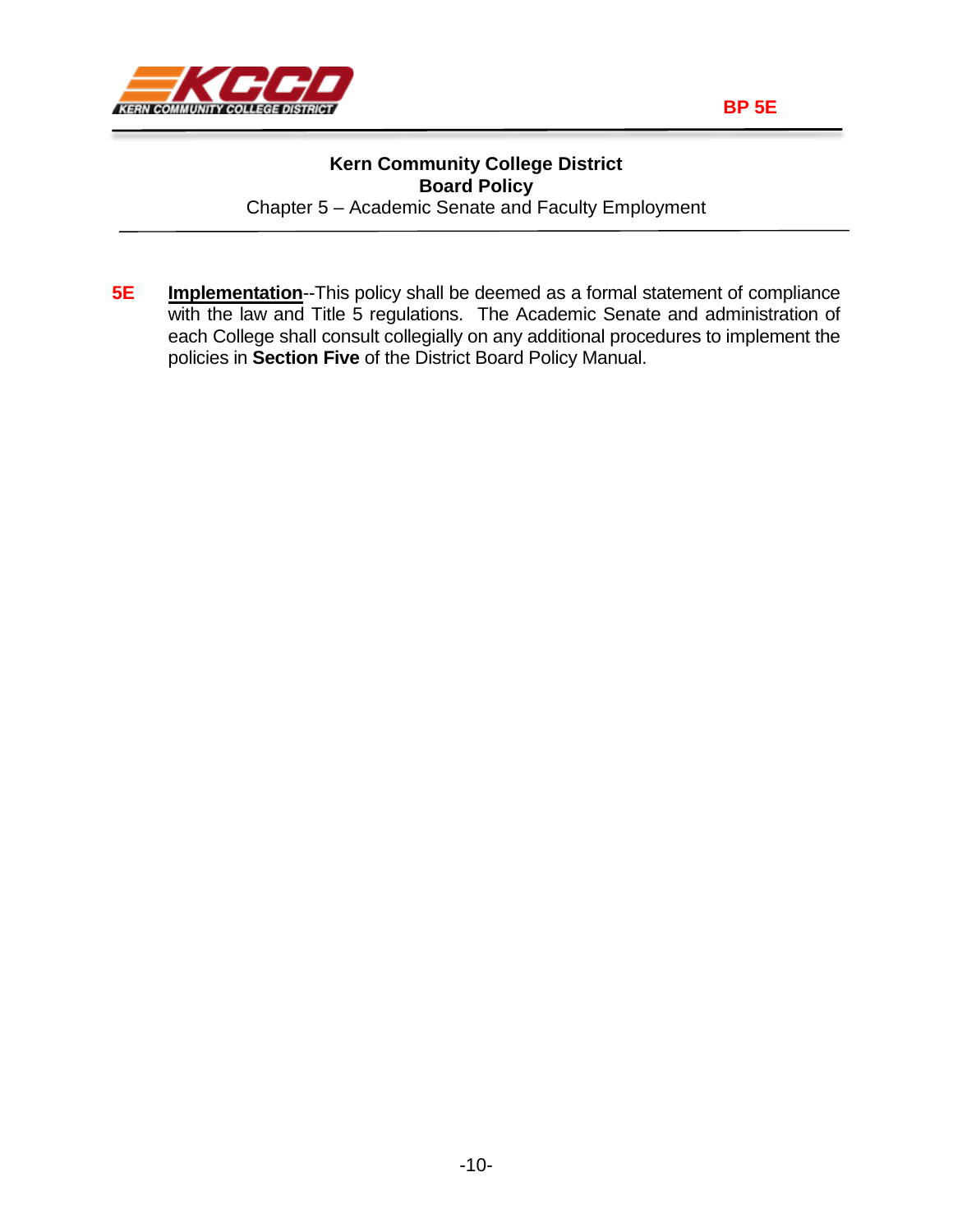BP 5E

**Kern Community College District**
**Board Policy**
Chapter 5 – Academic Senate and Faculty Employment

**5E** **<u>Implementation</u>**--This policy shall be deemed as a formal statement of compliance with the law and Title 5 regulations. The Academic Senate and administration of each College shall consult collegially on any additional procedures to implement the policies in **Section Five** of the District Board Policy Manual.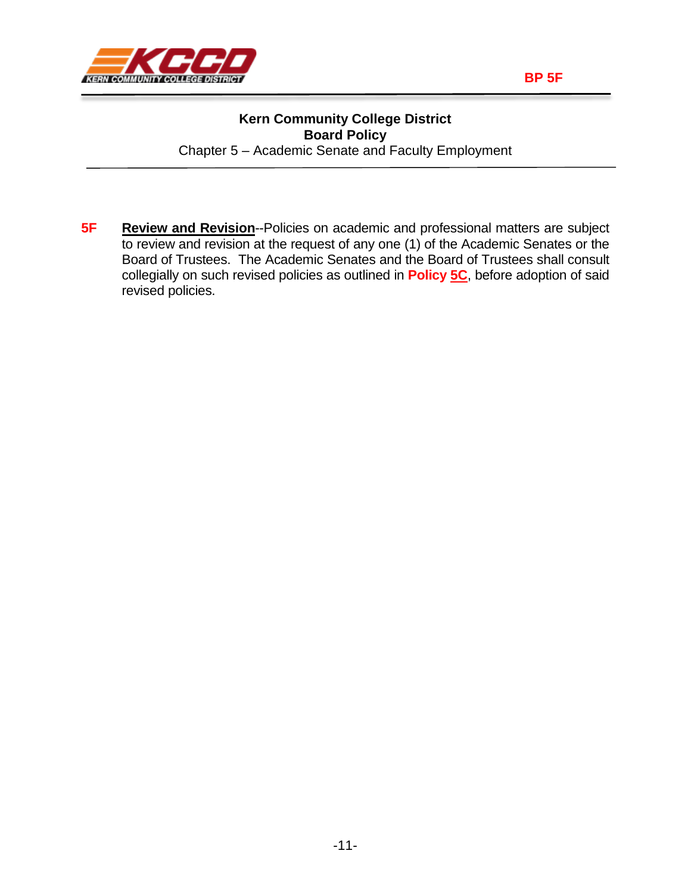BP 5F

**Kern Community College District**
**Board Policy**
Chapter 5 – Academic Senate and Faculty Employment

**5F** **Review and Revision**--Policies on academic and professional matters are subject to review and revision at the request of any one (1) of the Academic Senates or the Board of Trustees. The Academic Senates and the Board of Trustees shall consult collegially on such revised policies as outlined in **Policy 5C**, before adoption of said revised policies.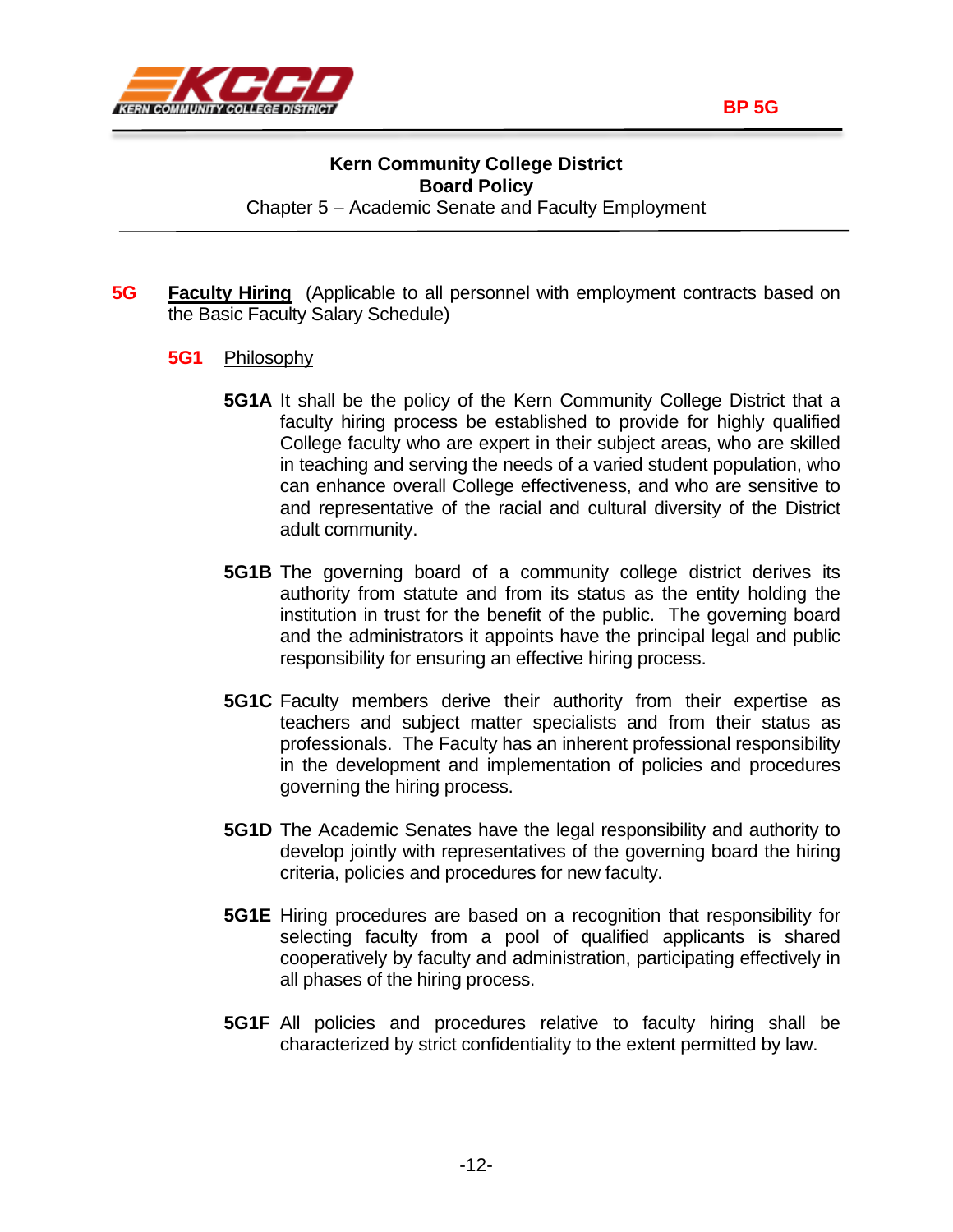**Kern Community College District**
**Board Policy**
Chapter 5 – Academic Senate and Faculty Employment

## 5G **Faculty Hiring** (Applicable to all personnel with employment contracts based on the Basic Faculty Salary Schedule)

### 5G1 Philosophy

**5G1A** It shall be the policy of the Kern Community College District that a faculty hiring process be established to provide for highly qualified College faculty who are expert in their subject areas, who are skilled in teaching and serving the needs of a varied student population, who can enhance overall College effectiveness, and who are sensitive to and representative of the racial and cultural diversity of the District adult community.

**5G1B** The governing board of a community college district derives its authority from statute and from its status as the entity holding the institution in trust for the benefit of the public. The governing board and the administrators it appoints have the principal legal and public responsibility for ensuring an effective hiring process.

**5G1C** Faculty members derive their authority from their expertise as teachers and subject matter specialists and from their status as professionals. The Faculty has an inherent professional responsibility in the development and implementation of policies and procedures governing the hiring process.

**5G1D** The Academic Senates have the legal responsibility and authority to develop jointly with representatives of the governing board the hiring criteria, policies and procedures for new faculty.

**5G1E** Hiring procedures are based on a recognition that responsibility for selecting faculty from a pool of qualified applicants is shared cooperatively by faculty and administration, participating effectively in all phases of the hiring process.

**5G1F** All policies and procedures relative to faculty hiring shall be characterized by strict confidentiality to the extent permitted by law.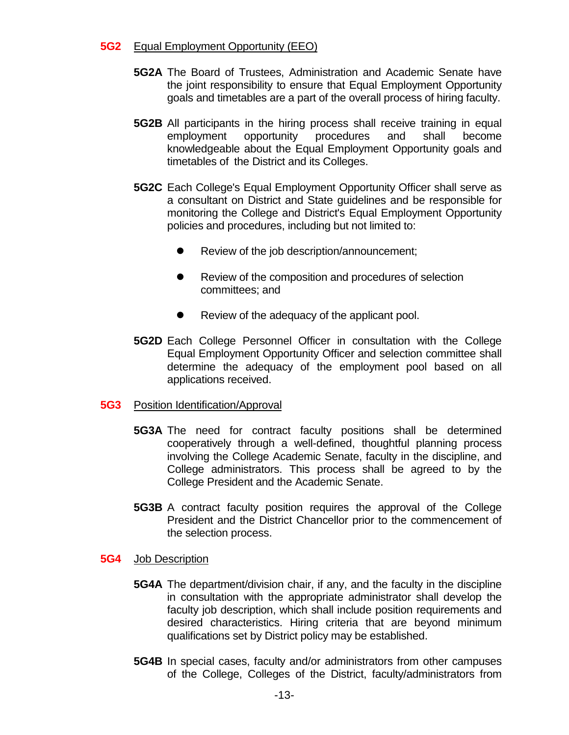## 5G2 Equal Employment Opportunity (EEO)

**5G2A** The Board of Trustees, Administration and Academic Senate have the joint responsibility to ensure that Equal Employment Opportunity goals and timetables are a part of the overall process of hiring faculty.

**5G2B** All participants in the hiring process shall receive training in equal employment opportunity procedures and shall become knowledgeable about the Equal Employment Opportunity goals and timetables of the District and its Colleges.

**5G2C** Each College's Equal Employment Opportunity Officer shall serve as a consultant on District and State guidelines and be responsible for monitoring the College and District's Equal Employment Opportunity policies and procedures, including but not limited to:

- Review of the job description/announcement;
- Review of the composition and procedures of selection committees; and
- Review of the adequacy of the applicant pool.

**5G2D** Each College Personnel Officer in consultation with the College Equal Employment Opportunity Officer and selection committee shall determine the adequacy of the employment pool based on all applications received.

## 5G3 Position Identification/Approval

**5G3A** The need for contract faculty positions shall be determined cooperatively through a well-defined, thoughtful planning process involving the College Academic Senate, faculty in the discipline, and College administrators. This process shall be agreed to by the College President and the Academic Senate.

**5G3B** A contract faculty position requires the approval of the College President and the District Chancellor prior to the commencement of the selection process.

## 5G4 Job Description

**5G4A** The department/division chair, if any, and the faculty in the discipline in consultation with the appropriate administrator shall develop the faculty job description, which shall include position requirements and desired characteristics. Hiring criteria that are beyond minimum qualifications set by District policy may be established.

**5G4B** In special cases, faculty and/or administrators from other campuses of the College, Colleges of the District, faculty/administrators from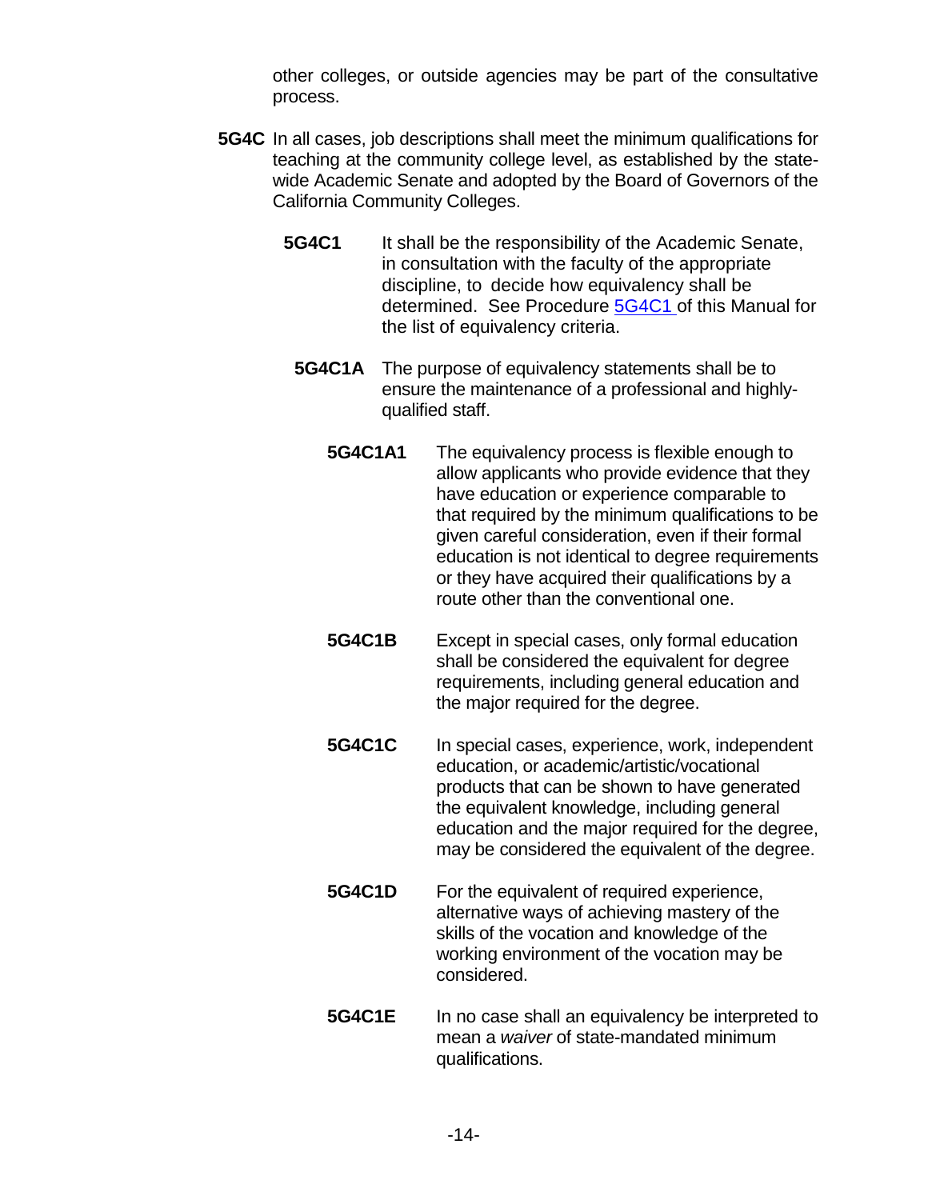other colleges, or outside agencies may be part of the consultative process.

**5G4C** In all cases, job descriptions shall meet the minimum qualifications for teaching at the community college level, as established by the statewide Academic Senate and adopted by the Board of Governors of the California Community Colleges.

**5G4C1** It shall be the responsibility of the Academic Senate, in consultation with the faculty of the appropriate discipline, to decide how equivalency shall be determined. See Procedure 5G4C1 of this Manual for the list of equivalency criteria.

**5G4C1A** The purpose of equivalency statements shall be to ensure the maintenance of a professional and highly-qualified staff.

**5G4C1A1** The equivalency process is flexible enough to allow applicants who provide evidence that they have education or experience comparable to that required by the minimum qualifications to be given careful consideration, even if their formal education is not identical to degree requirements or they have acquired their qualifications by a route other than the conventional one.

**5G4C1B** Except in special cases, only formal education shall be considered the equivalent for degree requirements, including general education and the major required for the degree.

**5G4C1C** In special cases, experience, work, independent education, or academic/artistic/vocational products that can be shown to have generated the equivalent knowledge, including general education and the major required for the degree, may be considered the equivalent of the degree.

**5G4C1D** For the equivalent of required experience, alternative ways of achieving mastery of the skills of the vocation and knowledge of the working environment of the vocation may be considered.

**5G4C1E** In no case shall an equivalency be interpreted to mean a *waiver* of state-mandated minimum qualifications.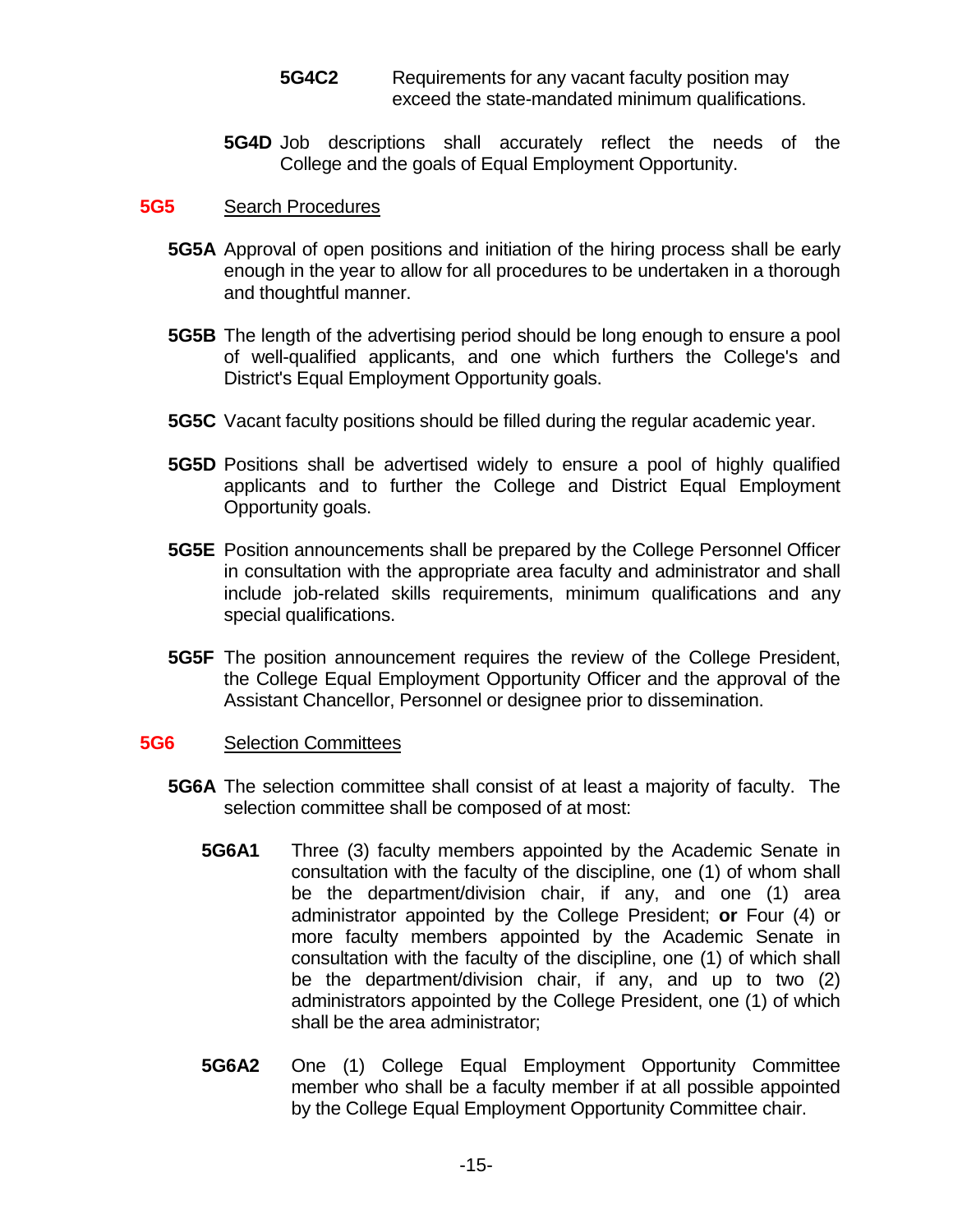**5G4C2** Requirements for any vacant faculty position may exceed the state-mandated minimum qualifications.

**5G4D** Job descriptions shall accurately reflect the needs of the College and the goals of Equal Employment Opportunity.

## 5G5 Search Procedures

**5G5A** Approval of open positions and initiation of the hiring process shall be early enough in the year to allow for all procedures to be undertaken in a thorough and thoughtful manner.

**5G5B** The length of the advertising period should be long enough to ensure a pool of well-qualified applicants, and one which furthers the College's and District's Equal Employment Opportunity goals.

**5G5C** Vacant faculty positions should be filled during the regular academic year.

**5G5D** Positions shall be advertised widely to ensure a pool of highly qualified applicants and to further the College and District Equal Employment Opportunity goals.

**5G5E** Position announcements shall be prepared by the College Personnel Officer in consultation with the appropriate area faculty and administrator and shall include job-related skills requirements, minimum qualifications and any special qualifications.

**5G5F** The position announcement requires the review of the College President, the College Equal Employment Opportunity Officer and the approval of the Assistant Chancellor, Personnel or designee prior to dissemination.

## 5G6 Selection Committees

**5G6A** The selection committee shall consist of at least a majority of faculty. The selection committee shall be composed of at most:

**5G6A1** Three (3) faculty members appointed by the Academic Senate in consultation with the faculty of the discipline, one (1) of whom shall be the department/division chair, if any, and one (1) area administrator appointed by the College President; **or** Four (4) or more faculty members appointed by the Academic Senate in consultation with the faculty of the discipline, one (1) of which shall be the department/division chair, if any, and up to two (2) administrators appointed by the College President, one (1) of which shall be the area administrator;

**5G6A2** One (1) College Equal Employment Opportunity Committee member who shall be a faculty member if at all possible appointed by the College Equal Employment Opportunity Committee chair.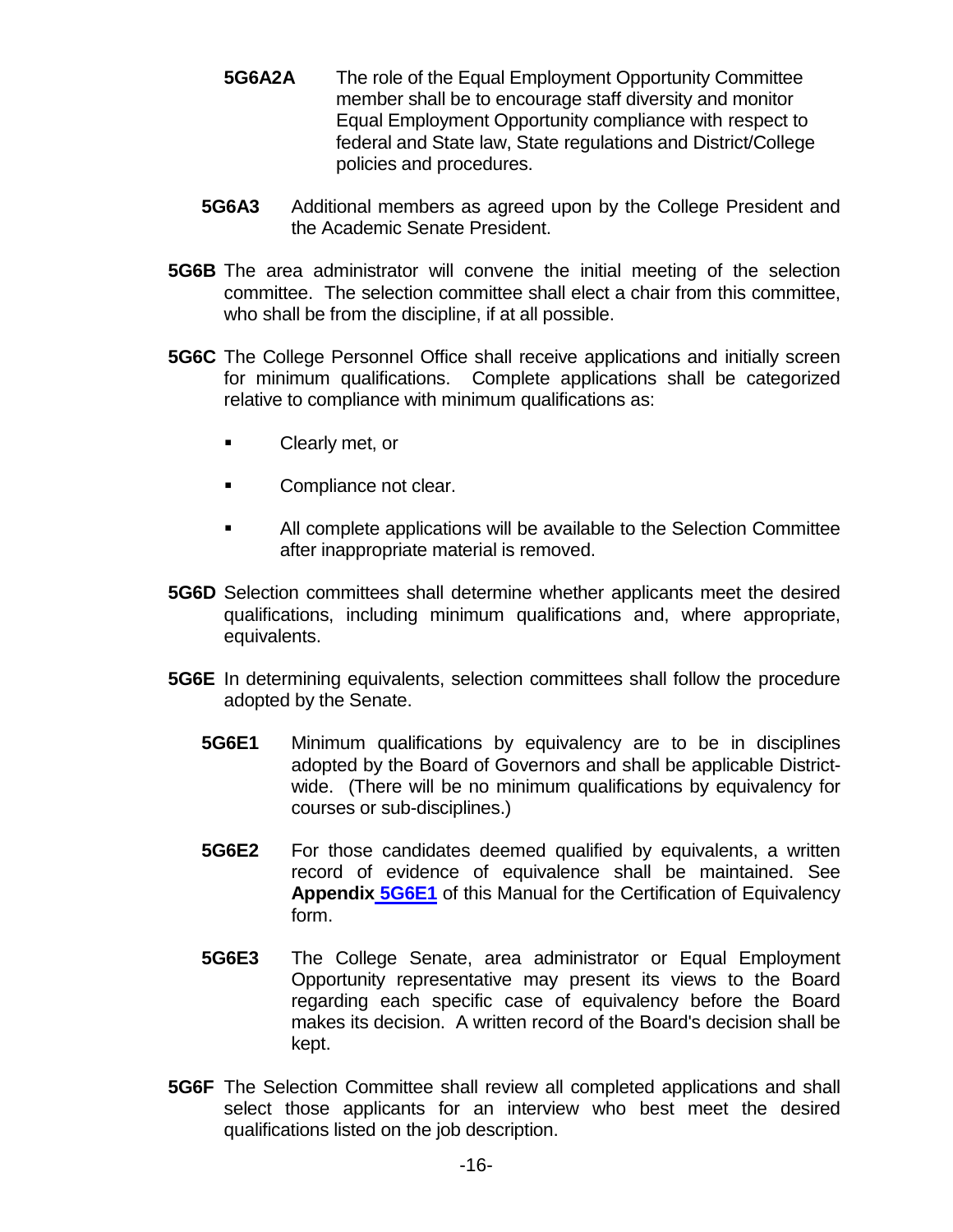**5G6A2A** The role of the Equal Employment Opportunity Committee member shall be to encourage staff diversity and monitor Equal Employment Opportunity compliance with respect to federal and State law, State regulations and District/College policies and procedures.

**5G6A3** Additional members as agreed upon by the College President and the Academic Senate President.

**5G6B** The area administrator will convene the initial meeting of the selection committee. The selection committee shall elect a chair from this committee, who shall be from the discipline, if at all possible.

**5G6C** The College Personnel Office shall receive applications and initially screen for minimum qualifications. Complete applications shall be categorized relative to compliance with minimum qualifications as:

- Clearly met, or
- Compliance not clear.
- All complete applications will be available to the Selection Committee after inappropriate material is removed.

**5G6D** Selection committees shall determine whether applicants meet the desired qualifications, including minimum qualifications and, where appropriate, equivalents.

**5G6E** In determining equivalents, selection committees shall follow the procedure adopted by the Senate.

**5G6E1** Minimum qualifications by equivalency are to be in disciplines adopted by the Board of Governors and shall be applicable District-wide. (There will be no minimum qualifications by equivalency for courses or sub-disciplines.)

**5G6E2** For those candidates deemed qualified by equivalents, a written record of evidence of equivalence shall be maintained. See **Appendix 5G6E1** of this Manual for the Certification of Equivalency form.

**5G6E3** The College Senate, area administrator or Equal Employment Opportunity representative may present its views to the Board regarding each specific case of equivalency before the Board makes its decision. A written record of the Board's decision shall be kept.

**5G6F** The Selection Committee shall review all completed applications and shall select those applicants for an interview who best meet the desired qualifications listed on the job description.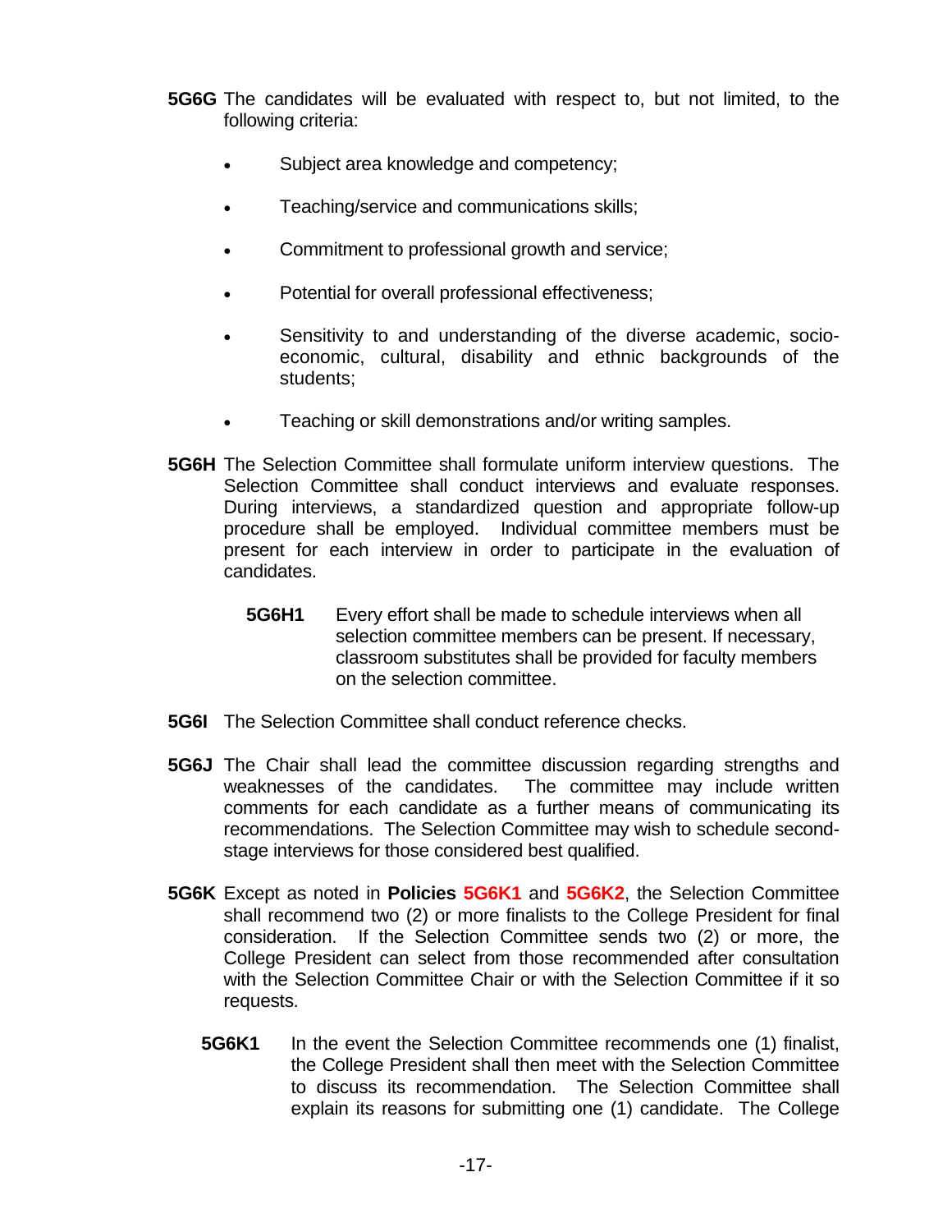**5G6G** The candidates will be evaluated with respect to, but not limited, to the following criteria:

- Subject area knowledge and competency;
- Teaching/service and communications skills;
- Commitment to professional growth and service;
- Potential for overall professional effectiveness;
- Sensitivity to and understanding of the diverse academic, socio-economic, cultural, disability and ethnic backgrounds of the students;
- Teaching or skill demonstrations and/or writing samples.

**5G6H** The Selection Committee shall formulate uniform interview questions. The Selection Committee shall conduct interviews and evaluate responses. During interviews, a standardized question and appropriate follow-up procedure shall be employed. Individual committee members must be present for each interview in order to participate in the evaluation of candidates.

**5G6H1** Every effort shall be made to schedule interviews when all selection committee members can be present. If necessary, classroom substitutes shall be provided for faculty members on the selection committee.

**5G6I** The Selection Committee shall conduct reference checks.

**5G6J** The Chair shall lead the committee discussion regarding strengths and weaknesses of the candidates. The committee may include written comments for each candidate as a further means of communicating its recommendations. The Selection Committee may wish to schedule second-stage interviews for those considered best qualified.

**5G6K** Except as noted in **Policies 5G6K1** and **5G6K2**, the Selection Committee shall recommend two (2) or more finalists to the College President for final consideration. If the Selection Committee sends two (2) or more, the College President can select from those recommended after consultation with the Selection Committee Chair or with the Selection Committee if it so requests.

**5G6K1** In the event the Selection Committee recommends one (1) finalist, the College President shall then meet with the Selection Committee to discuss its recommendation. The Selection Committee shall explain its reasons for submitting one (1) candidate. The College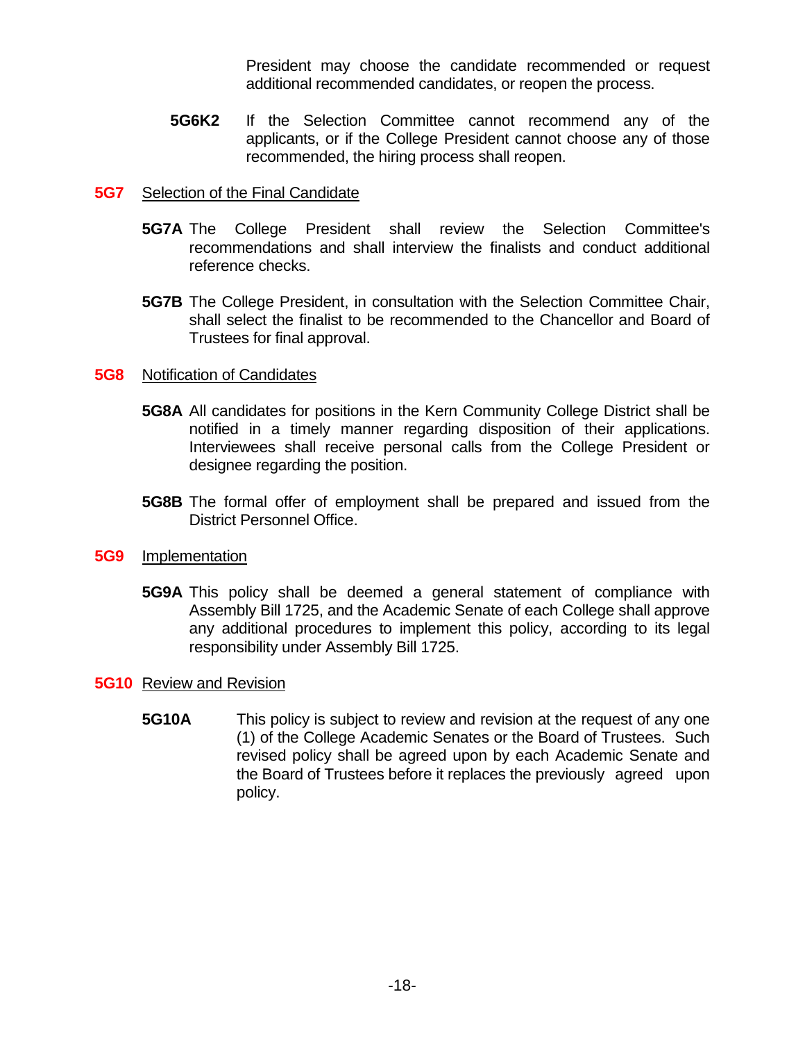President may choose the candidate recommended or request additional recommended candidates, or reopen the process.

**5G6K2** If the Selection Committee cannot recommend any of the applicants, or if the College President cannot choose any of those recommended, the hiring process shall reopen.

## 5G7 Selection of the Final Candidate

**5G7A** The College President shall review the Selection Committee's recommendations and shall interview the finalists and conduct additional reference checks.

**5G7B** The College President, in consultation with the Selection Committee Chair, shall select the finalist to be recommended to the Chancellor and Board of Trustees for final approval.

## 5G8 Notification of Candidates

**5G8A** All candidates for positions in the Kern Community College District shall be notified in a timely manner regarding disposition of their applications. Interviewees shall receive personal calls from the College President or designee regarding the position.

**5G8B** The formal offer of employment shall be prepared and issued from the District Personnel Office.

## 5G9 Implementation

**5G9A** This policy shall be deemed a general statement of compliance with Assembly Bill 1725, and the Academic Senate of each College shall approve any additional procedures to implement this policy, according to its legal responsibility under Assembly Bill 1725.

## 5G10 Review and Revision

**5G10A** This policy is subject to review and revision at the request of any one (1) of the College Academic Senates or the Board of Trustees. Such revised policy shall be agreed upon by each Academic Senate and the Board of Trustees before it replaces the previously agreed upon policy.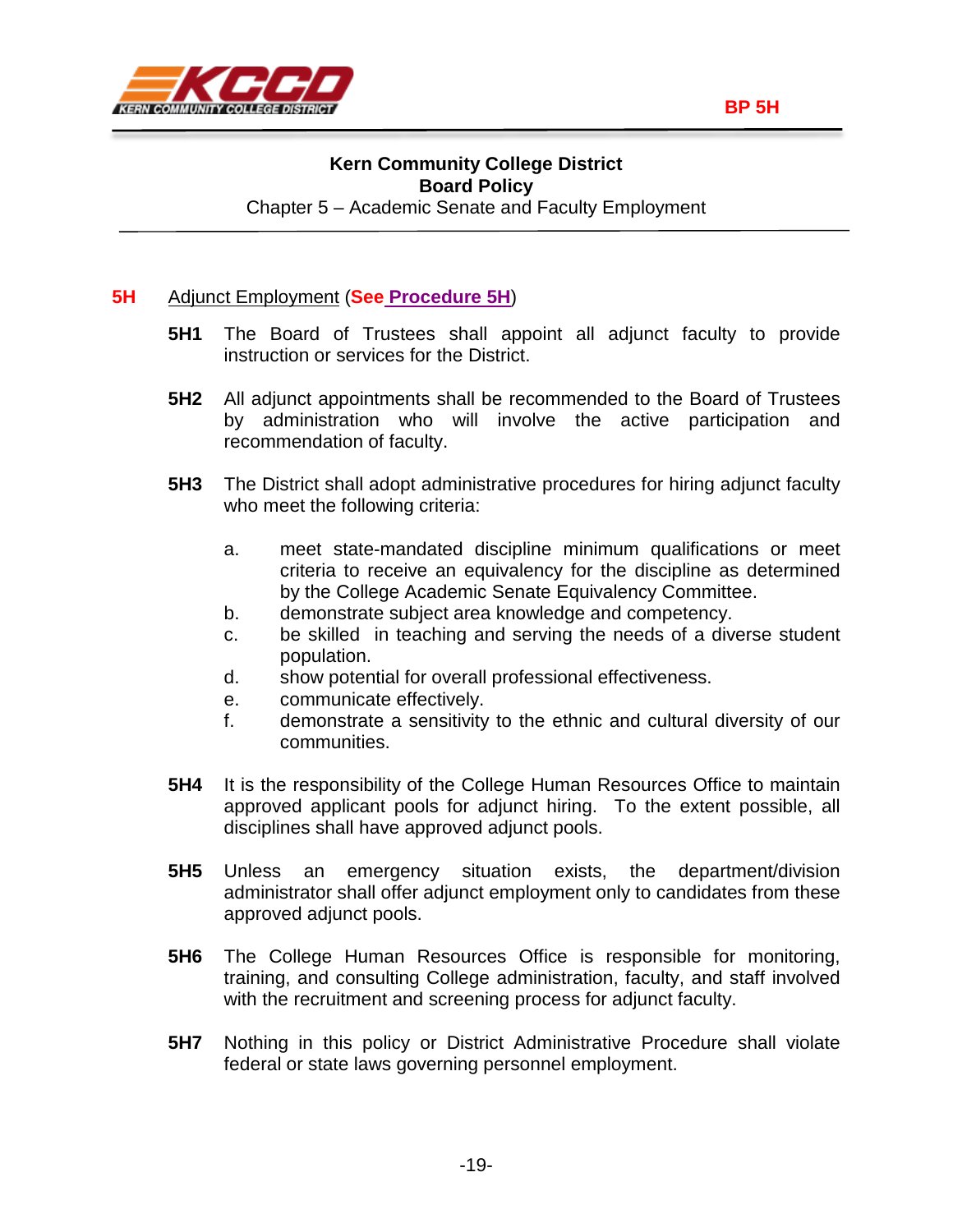**Kern Community College District**
**Board Policy**
Chapter 5 – Academic Senate and Faculty Employment

## 5H Adjunct Employment (See Procedure 5H)

**5H1** The Board of Trustees shall appoint all adjunct faculty to provide instruction or services for the District.

**5H2** All adjunct appointments shall be recommended to the Board of Trustees by administration who will involve the active participation and recommendation of faculty.

**5H3** The District shall adopt administrative procedures for hiring adjunct faculty who meet the following criteria:

a. meet state-mandated discipline minimum qualifications or meet criteria to receive an equivalency for the discipline as determined by the College Academic Senate Equivalency Committee.
b. demonstrate subject area knowledge and competency.
c. be skilled in teaching and serving the needs of a diverse student population.
d. show potential for overall professional effectiveness.
e. communicate effectively.
f. demonstrate a sensitivity to the ethnic and cultural diversity of our communities.

**5H4** It is the responsibility of the College Human Resources Office to maintain approved applicant pools for adjunct hiring. To the extent possible, all disciplines shall have approved adjunct pools.

**5H5** Unless an emergency situation exists, the department/division administrator shall offer adjunct employment only to candidates from these approved adjunct pools.

**5H6** The College Human Resources Office is responsible for monitoring, training, and consulting College administration, faculty, and staff involved with the recruitment and screening process for adjunct faculty.

**5H7** Nothing in this policy or District Administrative Procedure shall violate federal or state laws governing personnel employment.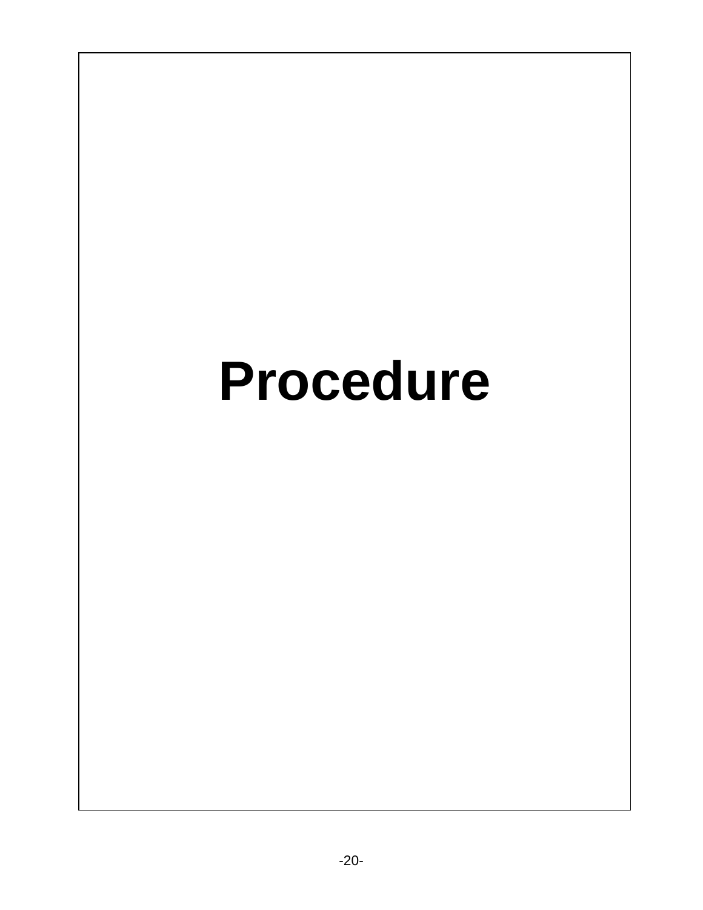# Procedure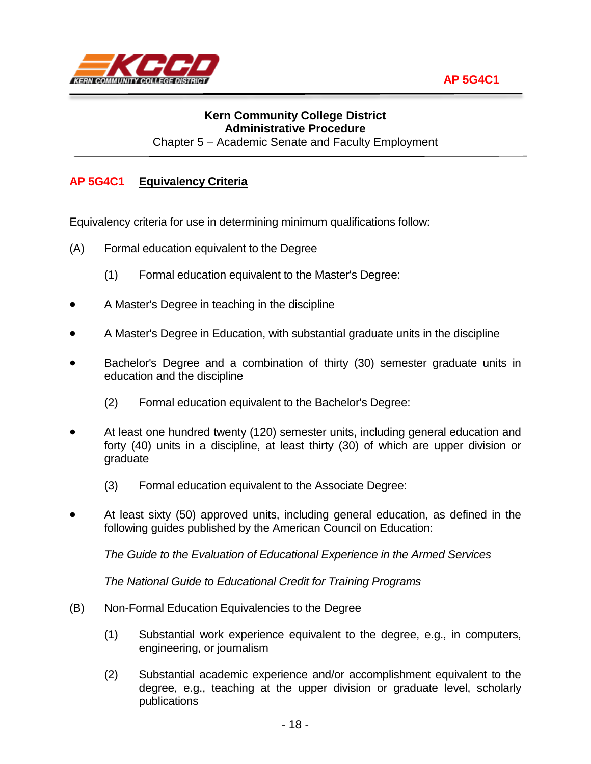**Kern Community College District**
**Administrative Procedure**
Chapter 5 – Academic Senate and Faculty Employment

## AP 5G4C1 Equivalency Criteria

Equivalency criteria for use in determining minimum qualifications follow:

(A) Formal education equivalent to the Degree

(1) Formal education equivalent to the Master's Degree:

- A Master's Degree in teaching in the discipline
- A Master's Degree in Education, with substantial graduate units in the discipline
- Bachelor's Degree and a combination of thirty (30) semester graduate units in education and the discipline

(2) Formal education equivalent to the Bachelor's Degree:

- At least one hundred twenty (120) semester units, including general education and forty (40) units in a discipline, at least thirty (30) of which are upper division or graduate

(3) Formal education equivalent to the Associate Degree:

- At least sixty (50) approved units, including general education, as defined in the following guides published by the American Council on Education:

  *The Guide to the Evaluation of Educational Experience in the Armed Services*

  *The National Guide to Educational Credit for Training Programs*

(B) Non-Formal Education Equivalencies to the Degree

(1) Substantial work experience equivalent to the degree, e.g., in computers, engineering, or journalism

(2) Substantial academic experience and/or accomplishment equivalent to the degree, e.g., teaching at the upper division or graduate level, scholarly publications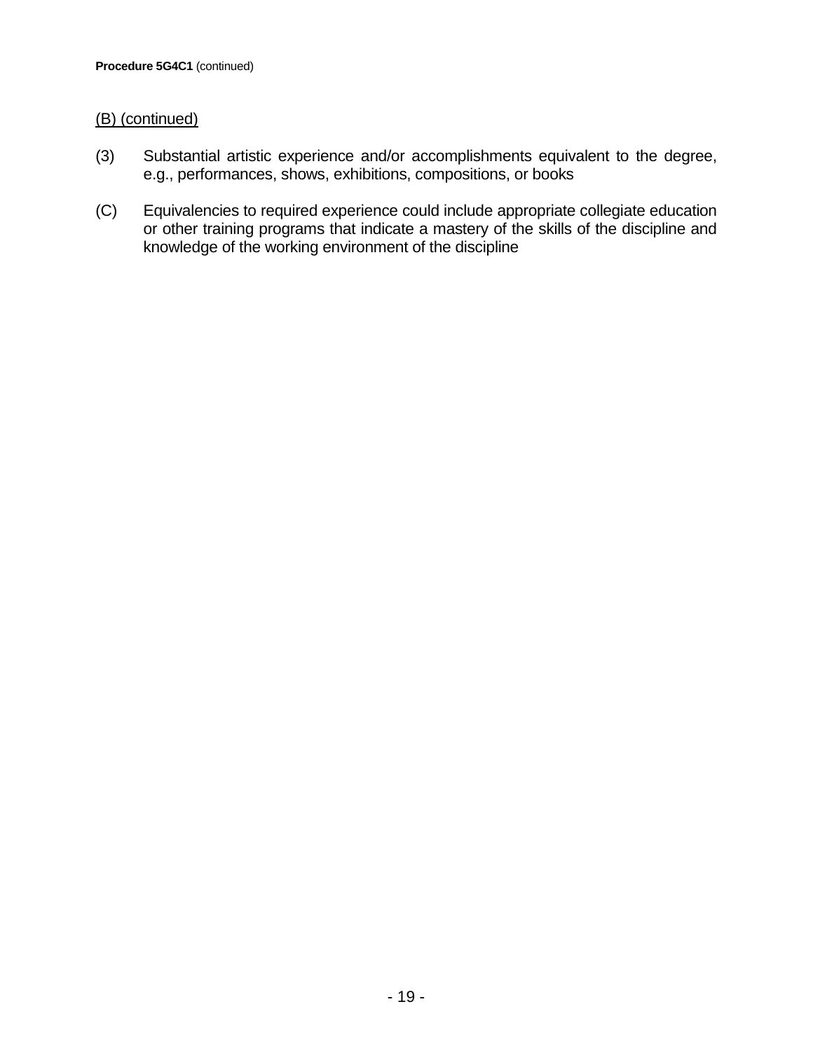(B) (continued)

(3) Substantial artistic experience and/or accomplishments equivalent to the degree, e.g., performances, shows, exhibitions, compositions, or books

(C) Equivalencies to required experience could include appropriate collegiate education or other training programs that indicate a mastery of the skills of the discipline and knowledge of the working environment of the discipline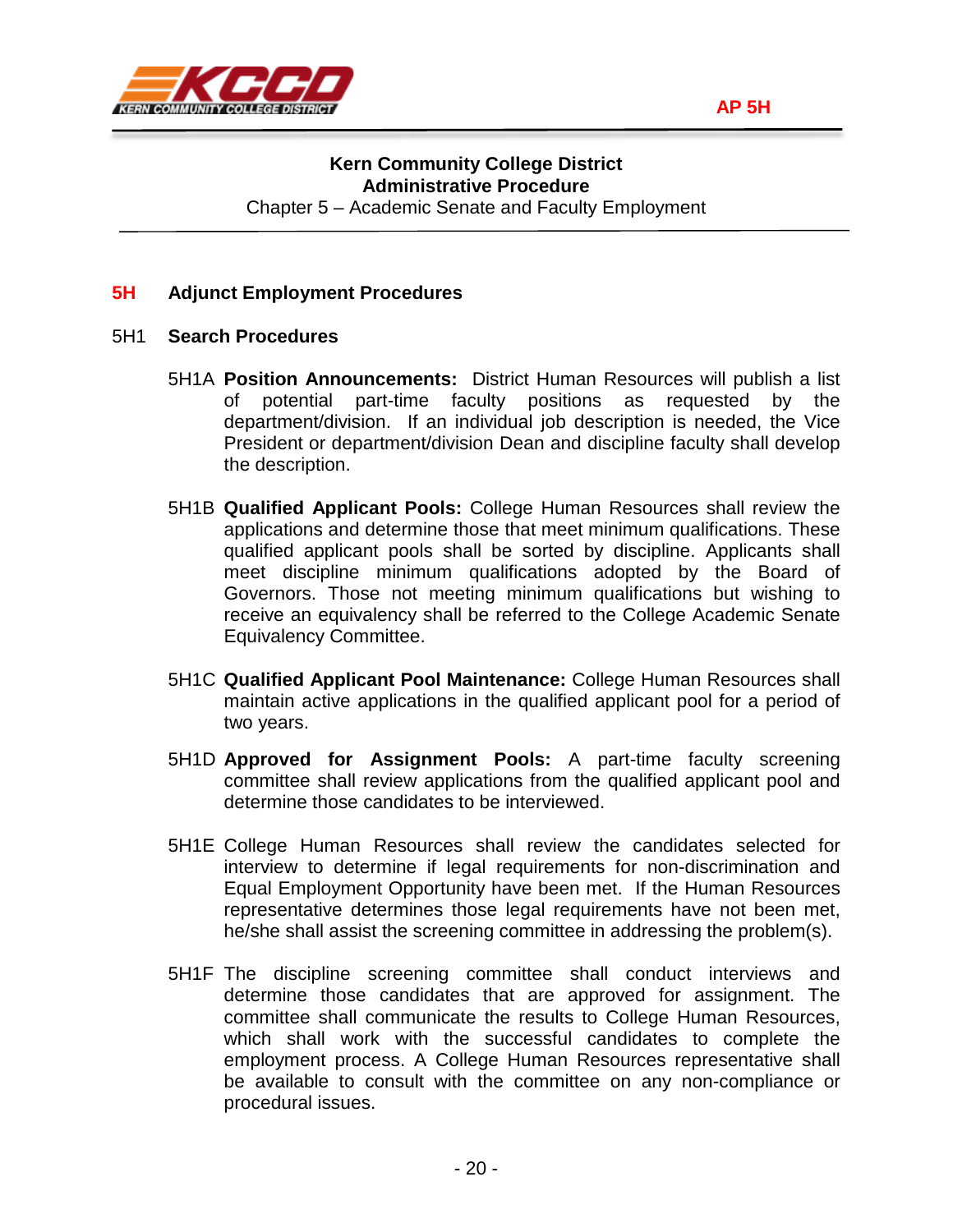**Kern Community College District**
**Administrative Procedure**
Chapter 5 – Academic Senate and Faculty Employment

## 5H Adjunct Employment Procedures

### 5H1 Search Procedures

5H1A **Position Announcements:** District Human Resources will publish a list of potential part-time faculty positions as requested by the department/division. If an individual job description is needed, the Vice President or department/division Dean and discipline faculty shall develop the description.

5H1B **Qualified Applicant Pools:** College Human Resources shall review the applications and determine those that meet minimum qualifications. These qualified applicant pools shall be sorted by discipline. Applicants shall meet discipline minimum qualifications adopted by the Board of Governors. Those not meeting minimum qualifications but wishing to receive an equivalency shall be referred to the College Academic Senate Equivalency Committee.

5H1C **Qualified Applicant Pool Maintenance:** College Human Resources shall maintain active applications in the qualified applicant pool for a period of two years.

5H1D **Approved for Assignment Pools:** A part-time faculty screening committee shall review applications from the qualified applicant pool and determine those candidates to be interviewed.

5H1E College Human Resources shall review the candidates selected for interview to determine if legal requirements for non-discrimination and Equal Employment Opportunity have been met. If the Human Resources representative determines those legal requirements have not been met, he/she shall assist the screening committee in addressing the problem(s).

5H1F The discipline screening committee shall conduct interviews and determine those candidates that are approved for assignment. The committee shall communicate the results to College Human Resources, which shall work with the successful candidates to complete the employment process. A College Human Resources representative shall be available to consult with the committee on any non-compliance or procedural issues.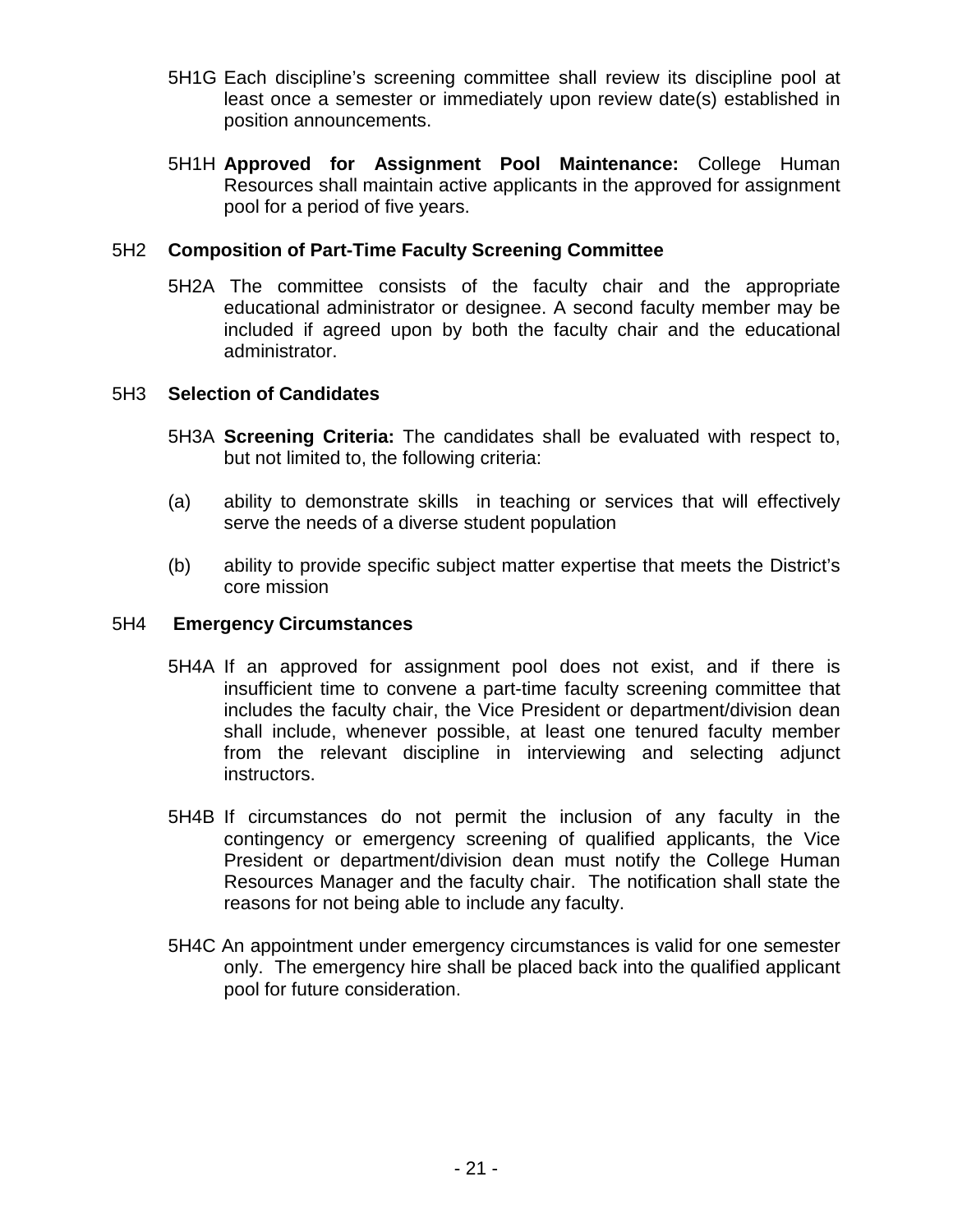5H1G Each discipline's screening committee shall review its discipline pool at least once a semester or immediately upon review date(s) established in position announcements.

5H1H **Approved for Assignment Pool Maintenance:** College Human Resources shall maintain active applicants in the approved for assignment pool for a period of five years.

5H2 **Composition of Part-Time Faculty Screening Committee**

5H2A The committee consists of the faculty chair and the appropriate educational administrator or designee. A second faculty member may be included if agreed upon by both the faculty chair and the educational administrator.

5H3 **Selection of Candidates**

5H3A **Screening Criteria:** The candidates shall be evaluated with respect to, but not limited to, the following criteria:

(a) ability to demonstrate skills in teaching or services that will effectively serve the needs of a diverse student population

(b) ability to provide specific subject matter expertise that meets the District's core mission

5H4 **Emergency Circumstances**

5H4A If an approved for assignment pool does not exist, and if there is insufficient time to convene a part-time faculty screening committee that includes the faculty chair, the Vice President or department/division dean shall include, whenever possible, at least one tenured faculty member from the relevant discipline in interviewing and selecting adjunct instructors.

5H4B If circumstances do not permit the inclusion of any faculty in the contingency or emergency screening of qualified applicants, the Vice President or department/division dean must notify the College Human Resources Manager and the faculty chair. The notification shall state the reasons for not being able to include any faculty.

5H4C An appointment under emergency circumstances is valid for one semester only. The emergency hire shall be placed back into the qualified applicant pool for future consideration.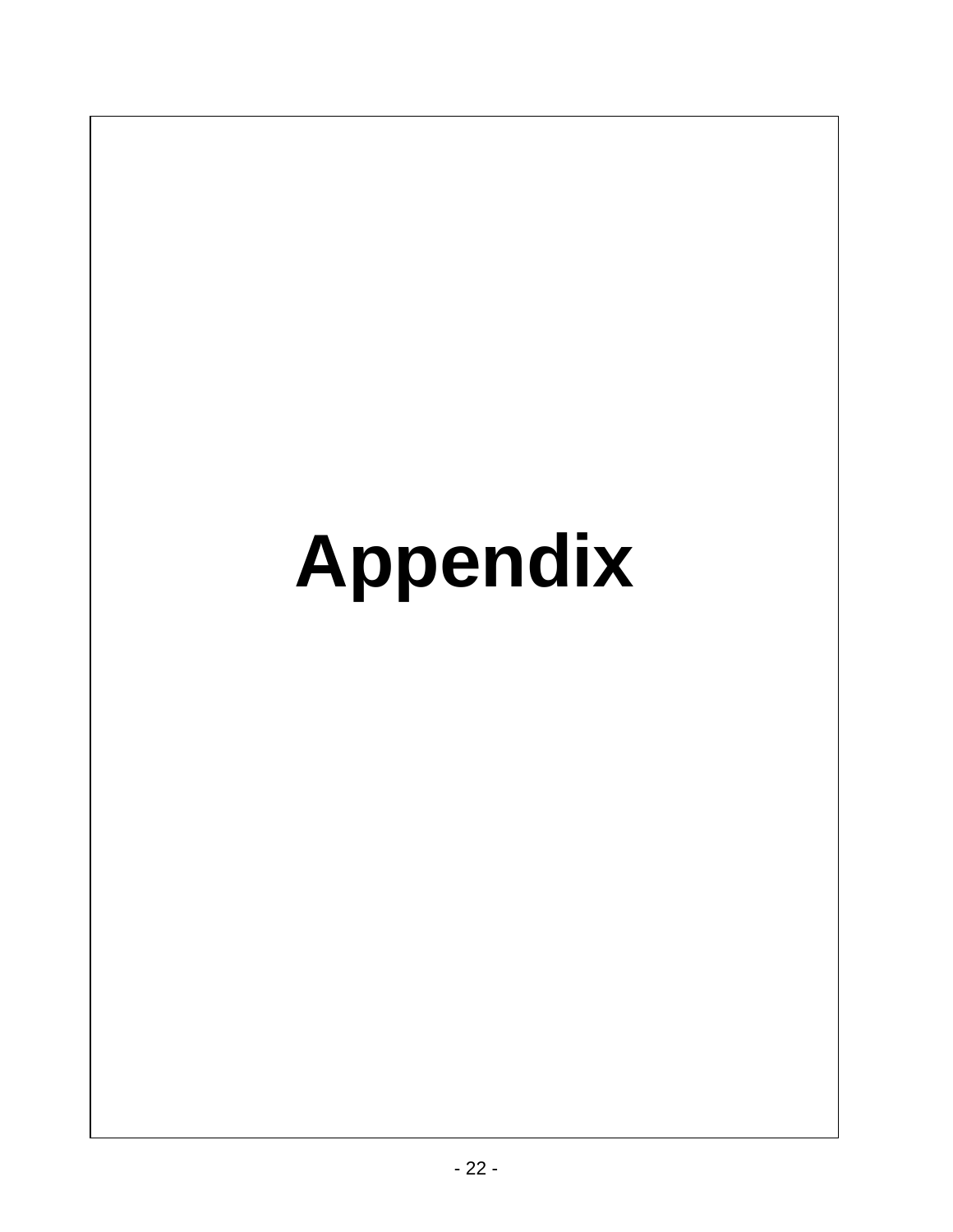# Appendix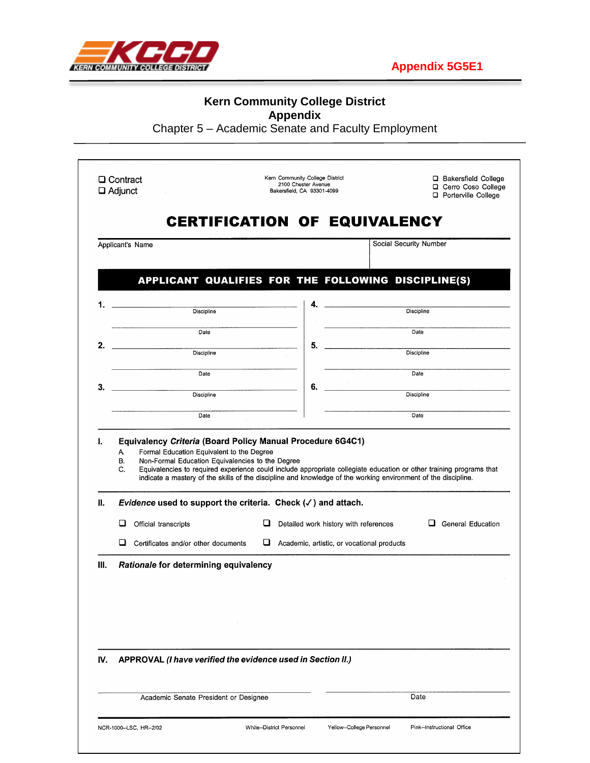KERN COMMUNITY COLLEGE DISTRICT

Appendix 5G5E1

# Kern Community College District
## Appendix
Chapter 5 – Academic Senate and Faculty Employment

---

❑ Contract
❑ Adjunct

Kern Community College District
2100 Chester Avenue
Bakersfield, CA 93301-4099

❑ Bakersfield College
❑ Cerro Coso College
❑ Porterville College

# CERTIFICATION OF EQUIVALENCY

| Applicant's Name | Social Security Number |
|---|---|
| | |

**APPLICANT QUALIFIES FOR THE FOLLOWING DISCIPLINE(S)**

| | |
|---|---|
| **1.** ______________ Discipline | **4.** ______________ Discipline |
| ______________ Date | ______________ Date |
| **2.** ______________ Discipline | **5.** ______________ Discipline |
| ______________ Date | ______________ Date |
| **3.** ______________ Discipline | **6.** ______________ Discipline |
| ______________ Date | ______________ Date |

**I. Equivalency *Criteria* (Board Policy Manual Procedure 6G4C1)**

A. Formal Education Equivalent to the Degree
B. Non-Formal Education Equivalencies to the Degree
C. Equivalencies to required experience could include appropriate collegiate education or other training programs that indicate a mastery of the skills of the discipline and knowledge of the working environment of the discipline.

**II. *Evidence* used to support the criteria. Check (✓) and attach.**

❑ Official transcripts
❑ Detailed work history with references
❑ General Education
❑ Certificates and/or other documents
❑ Academic, artistic, or vocational products

**III. *Rationale* for determining equivalency**

**IV. APPROVAL *(I have verified the evidence used in Section II.)***

______________________________ Academic Senate President or Designee

______________________________ Date

NCR-1000--LSC, HR--2/02 White--District Personnel Yellow--College Personnel Pink--Instructional Office